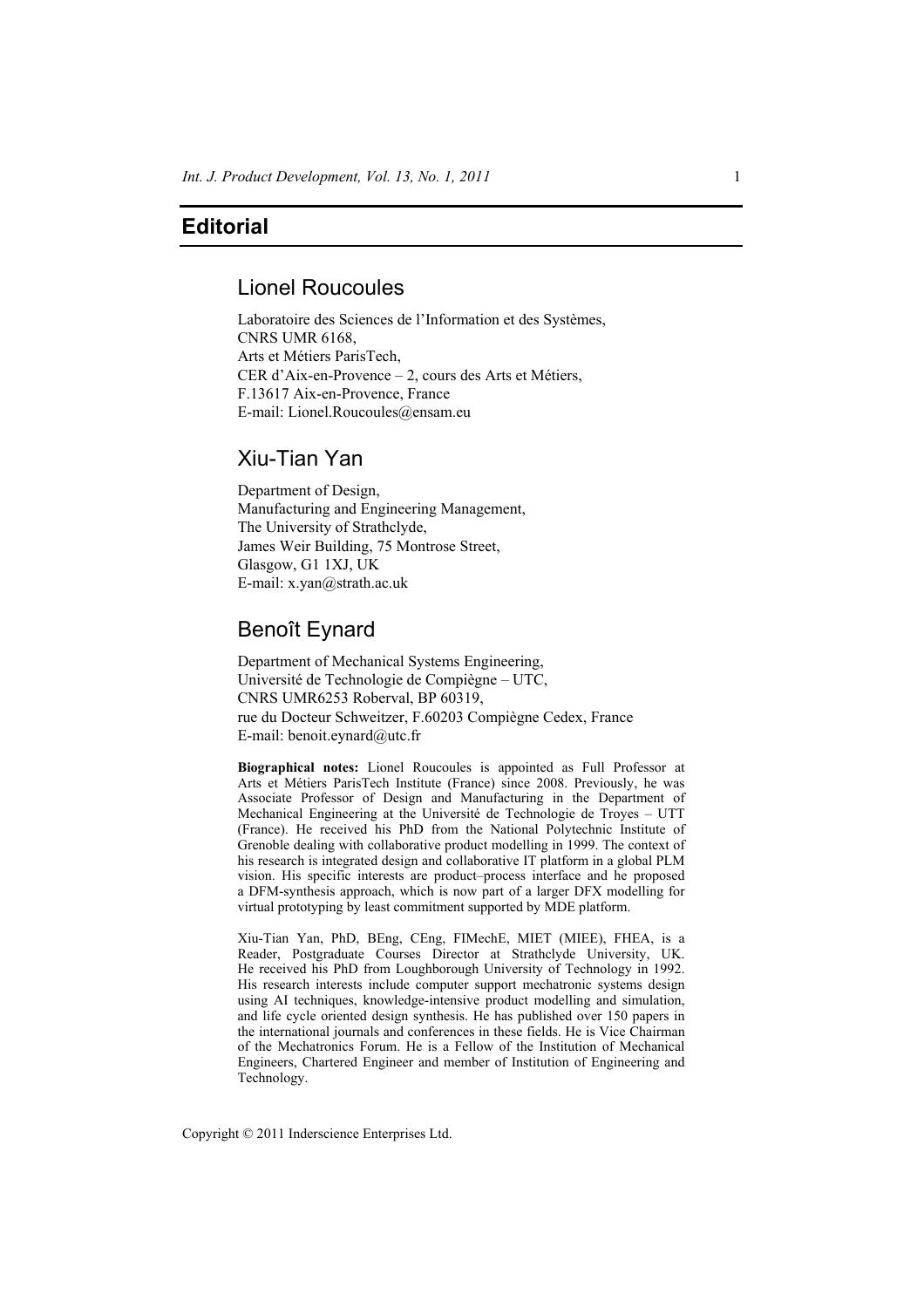# Editorial

## Lionel Roucoules

Laboratoire des Sciences de l'Information et des Systèmes,
CNRS UMR 6168,
Arts et Métiers ParisTech,
CER d'Aix-en-Provence – 2, cours des Arts et Métiers,
F.13617 Aix-en-Provence, France
E-mail: Lionel.Roucoules@ensam.eu

## Xiu-Tian Yan

Department of Design,
Manufacturing and Engineering Management,
The University of Strathclyde,
James Weir Building, 75 Montrose Street,
Glasgow, G1 1XJ, UK
E-mail: x.yan@strath.ac.uk

## Benoît Eynard

Department of Mechanical Systems Engineering,
Université de Technologie de Compiègne – UTC,
CNRS UMR6253 Roberval, BP 60319,
rue du Docteur Schweitzer, F.60203 Compiègne Cedex, France
E-mail: benoit.eynard@utc.fr

**Biographical notes:** Lionel Roucoules is appointed as Full Professor at Arts et Métiers ParisTech Institute (France) since 2008. Previously, he was Associate Professor of Design and Manufacturing in the Department of Mechanical Engineering at the Université de Technologie de Troyes – UTT (France). He received his PhD from the National Polytechnic Institute of Grenoble dealing with collaborative product modelling in 1999. The context of his research is integrated design and collaborative IT platform in a global PLM vision. His specific interests are product–process interface and he proposed a DFM-synthesis approach, which is now part of a larger DFX modelling for virtual prototyping by least commitment supported by MDE platform.

Xiu-Tian Yan, PhD, BEng, CEng, FIMechE, MIET (MIEE), FHEA, is a Reader, Postgraduate Courses Director at Strathclyde University, UK. He received his PhD from Loughborough University of Technology in 1992. His research interests include computer support mechatronic systems design using AI techniques, knowledge-intensive product modelling and simulation, and life cycle oriented design synthesis. He has published over 150 papers in the international journals and conferences in these fields. He is Vice Chairman of the Mechatronics Forum. He is a Fellow of the Institution of Mechanical Engineers, Chartered Engineer and member of Institution of Engineering and Technology.

Copyright © 2011 Inderscience Enterprises Ltd.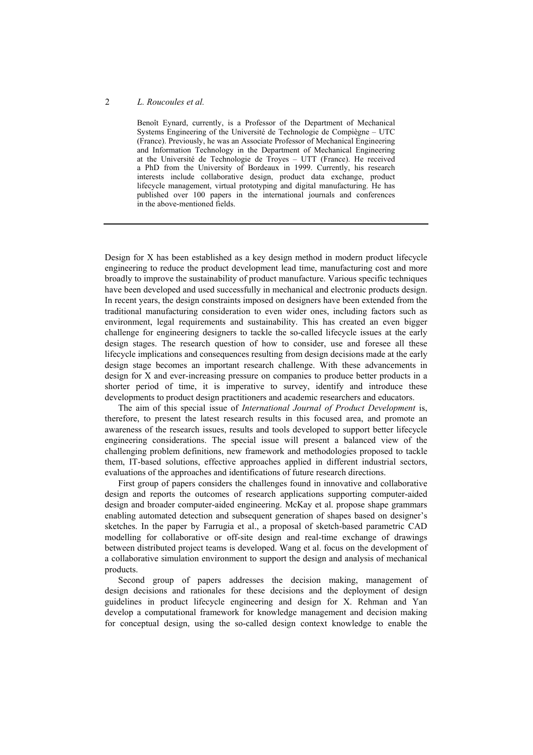Benoît Eynard, currently, is a Professor of the Department of Mechanical Systems Engineering of the Université de Technologie de Compiègne – UTC (France). Previously, he was an Associate Professor of Mechanical Engineering and Information Technology in the Department of Mechanical Engineering at the Université de Technologie de Troyes – UTT (France). He received a PhD from the University of Bordeaux in 1999. Currently, his research interests include collaborative design, product data exchange, product lifecycle management, virtual prototyping and digital manufacturing. He has published over 100 papers in the international journals and conferences in the above-mentioned fields.

---

Design for X has been established as a key design method in modern product lifecycle engineering to reduce the product development lead time, manufacturing cost and more broadly to improve the sustainability of product manufacture. Various specific techniques have been developed and used successfully in mechanical and electronic products design. In recent years, the design constraints imposed on designers have been extended from the traditional manufacturing consideration to even wider ones, including factors such as environment, legal requirements and sustainability. This has created an even bigger challenge for engineering designers to tackle the so-called lifecycle issues at the early design stages. The research question of how to consider, use and foresee all these lifecycle implications and consequences resulting from design decisions made at the early design stage becomes an important research challenge. With these advancements in design for X and ever-increasing pressure on companies to produce better products in a shorter period of time, it is imperative to survey, identify and introduce these developments to product design practitioners and academic researchers and educators.

The aim of this special issue of *International Journal of Product Development* is, therefore, to present the latest research results in this focused area, and promote an awareness of the research issues, results and tools developed to support better lifecycle engineering considerations. The special issue will present a balanced view of the challenging problem definitions, new framework and methodologies proposed to tackle them, IT-based solutions, effective approaches applied in different industrial sectors, evaluations of the approaches and identifications of future research directions.

First group of papers considers the challenges found in innovative and collaborative design and reports the outcomes of research applications supporting computer-aided design and broader computer-aided engineering. McKay et al. propose shape grammars enabling automated detection and subsequent generation of shapes based on designer's sketches. In the paper by Farrugia et al., a proposal of sketch-based parametric CAD modelling for collaborative or off-site design and real-time exchange of drawings between distributed project teams is developed. Wang et al. focus on the development of a collaborative simulation environment to support the design and analysis of mechanical products.

Second group of papers addresses the decision making, management of design decisions and rationales for these decisions and the deployment of design guidelines in product lifecycle engineering and design for X. Rehman and Yan develop a computational framework for knowledge management and decision making for conceptual design, using the so-called design context knowledge to enable the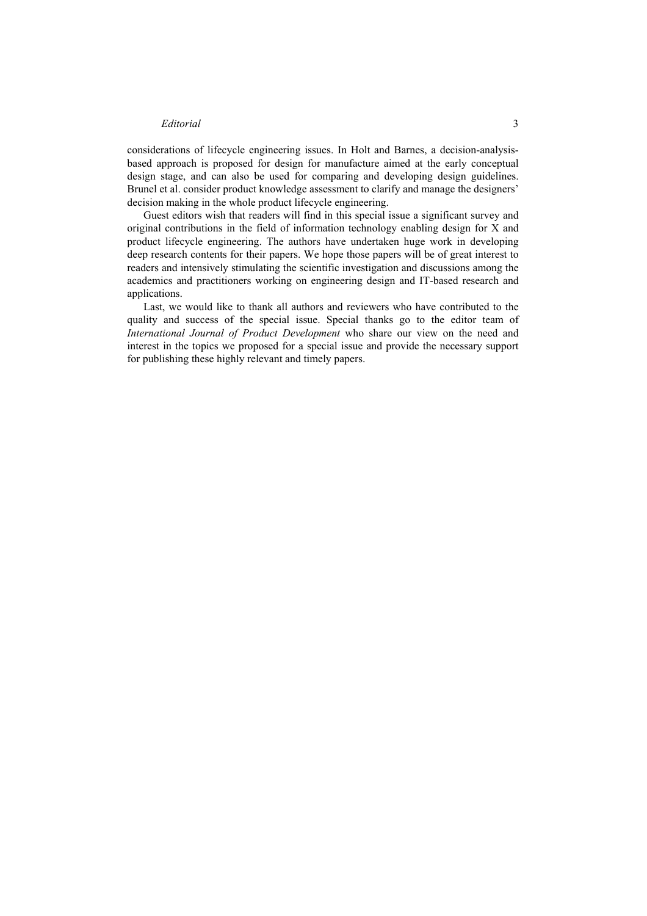considerations of lifecycle engineering issues. In Holt and Barnes, a decision-analysis-based approach is proposed for design for manufacture aimed at the early conceptual design stage, and can also be used for comparing and developing design guidelines. Brunel et al. consider product knowledge assessment to clarify and manage the designers' decision making in the whole product lifecycle engineering.

Guest editors wish that readers will find in this special issue a significant survey and original contributions in the field of information technology enabling design for X and product lifecycle engineering. The authors have undertaken huge work in developing deep research contents for their papers. We hope those papers will be of great interest to readers and intensively stimulating the scientific investigation and discussions among the academics and practitioners working on engineering design and IT-based research and applications.

Last, we would like to thank all authors and reviewers who have contributed to the quality and success of the special issue. Special thanks go to the editor team of *International Journal of Product Development* who share our view on the need and interest in the topics we proposed for a special issue and provide the necessary support for publishing these highly relevant and timely papers.